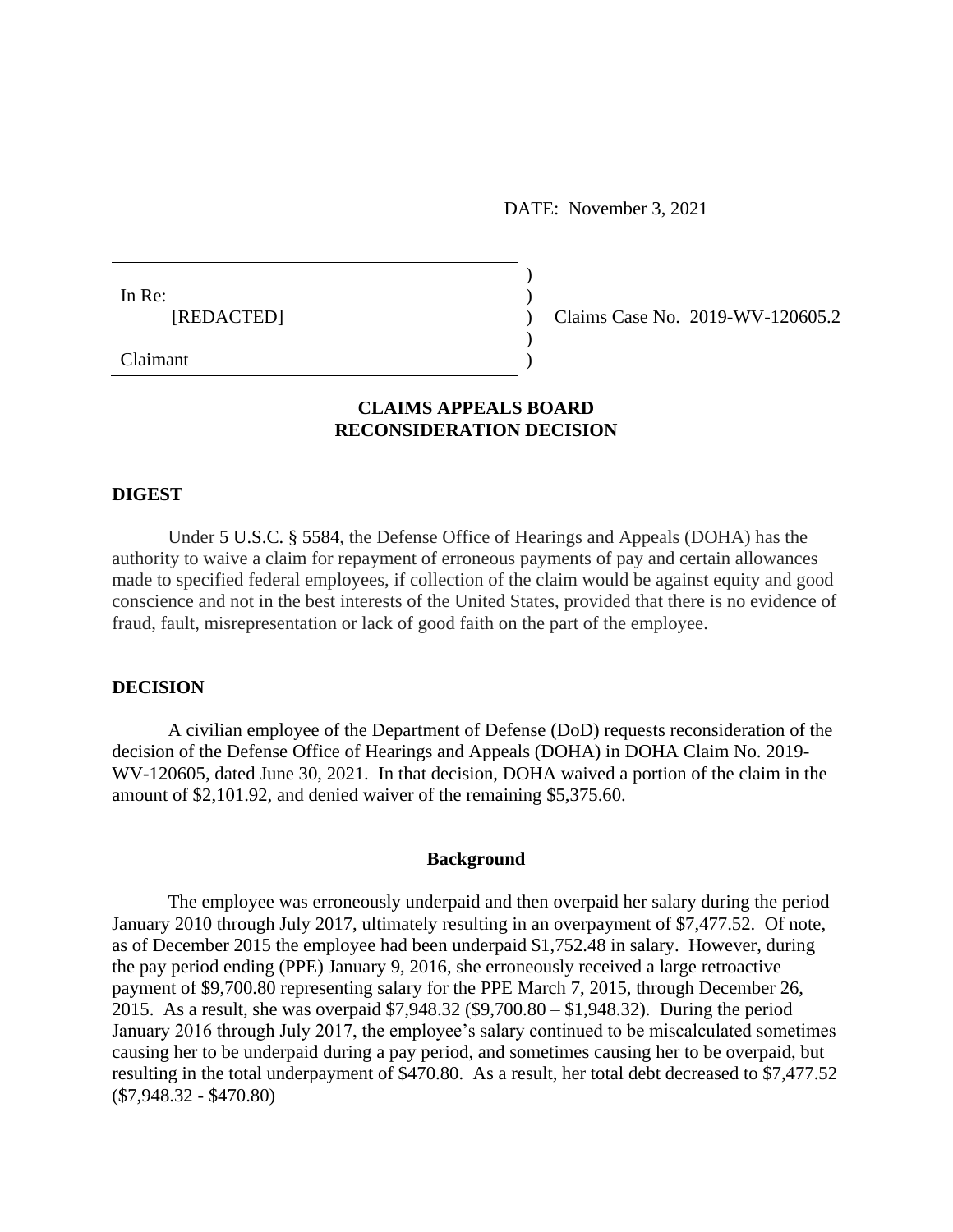DATE: November 3, 2021

In Re:
[REDACTED]

Claimant

Claims Case No. 2019-WV-120605.2

**CLAIMS APPEALS BOARD**
**RECONSIDERATION DECISION**

## DIGEST

Under 5 U.S.C. § 5584, the Defense Office of Hearings and Appeals (DOHA) has the authority to waive a claim for repayment of erroneous payments of pay and certain allowances made to specified federal employees, if collection of the claim would be against equity and good conscience and not in the best interests of the United States, provided that there is no evidence of fraud, fault, misrepresentation or lack of good faith on the part of the employee.

## DECISION

A civilian employee of the Department of Defense (DoD) requests reconsideration of the decision of the Defense Office of Hearings and Appeals (DOHA) in DOHA Claim No. 2019-WV-120605, dated June 30, 2021. In that decision, DOHA waived a portion of the claim in the amount of $2,101.92, and denied waiver of the remaining $5,375.60.

### Background

The employee was erroneously underpaid and then overpaid her salary during the period January 2010 through July 2017, ultimately resulting in an overpayment of $7,477.52. Of note, as of December 2015 the employee had been underpaid $1,752.48 in salary. However, during the pay period ending (PPE) January 9, 2016, she erroneously received a large retroactive payment of $9,700.80 representing salary for the PPE March 7, 2015, through December 26, 2015. As a result, she was overpaid $7,948.32 ($9,700.80 – $1,948.32). During the period January 2016 through July 2017, the employee's salary continued to be miscalculated sometimes causing her to be underpaid during a pay period, and sometimes causing her to be overpaid, but resulting in the total underpayment of $470.80. As a result, her total debt decreased to $7,477.52 ($7,948.32 - $470.80)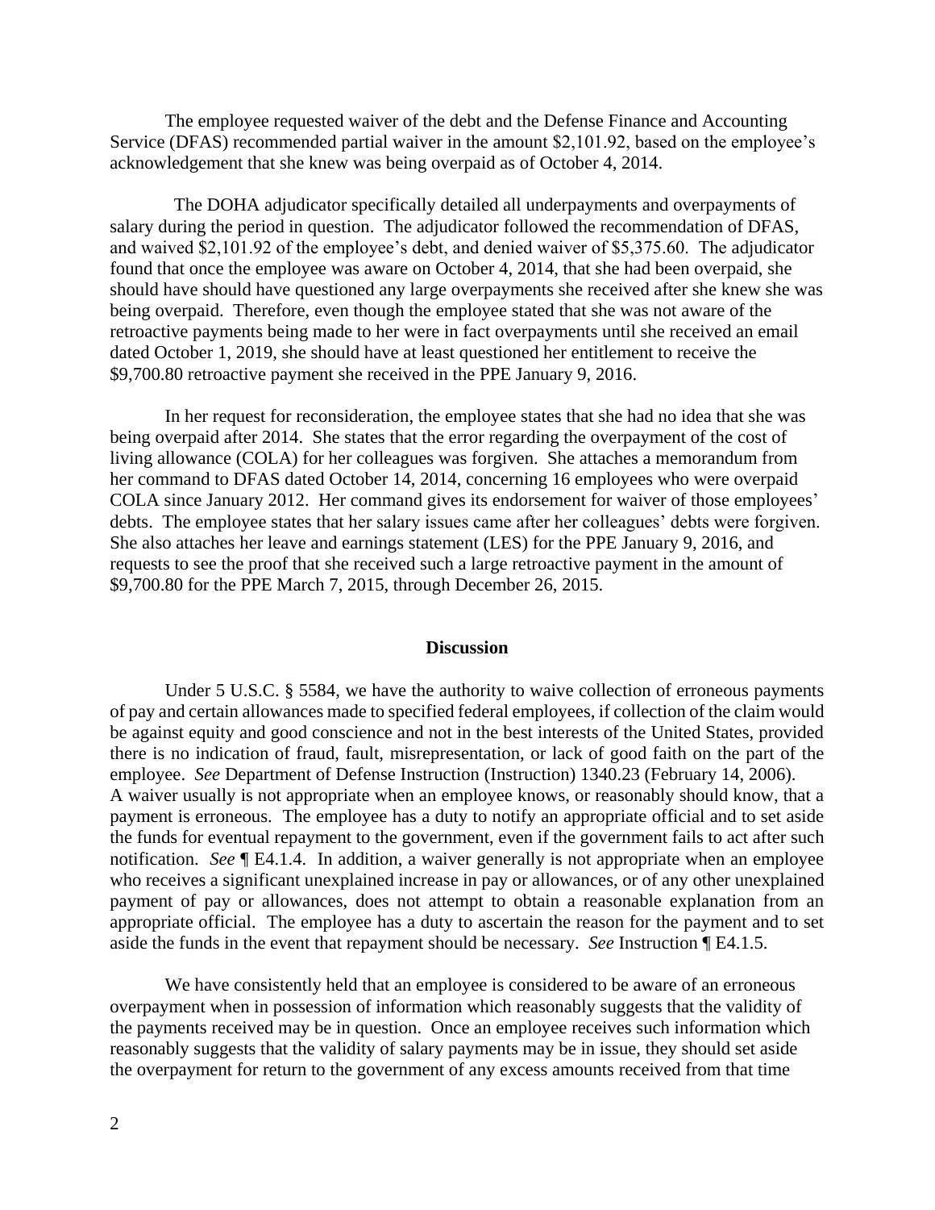The employee requested waiver of the debt and the Defense Finance and Accounting Service (DFAS) recommended partial waiver in the amount $2,101.92, based on the employee's acknowledgement that she knew was being overpaid as of October 4, 2014.

The DOHA adjudicator specifically detailed all underpayments and overpayments of salary during the period in question. The adjudicator followed the recommendation of DFAS, and waived $2,101.92 of the employee's debt, and denied waiver of $5,375.60. The adjudicator found that once the employee was aware on October 4, 2014, that she had been overpaid, she should have should have questioned any large overpayments she received after she knew she was being overpaid. Therefore, even though the employee stated that she was not aware of the retroactive payments being made to her were in fact overpayments until she received an email dated October 1, 2019, she should have at least questioned her entitlement to receive the $9,700.80 retroactive payment she received in the PPE January 9, 2016.

In her request for reconsideration, the employee states that she had no idea that she was being overpaid after 2014. She states that the error regarding the overpayment of the cost of living allowance (COLA) for her colleagues was forgiven. She attaches a memorandum from her command to DFAS dated October 14, 2014, concerning 16 employees who were overpaid COLA since January 2012. Her command gives its endorsement for waiver of those employees' debts. The employee states that her salary issues came after her colleagues' debts were forgiven. She also attaches her leave and earnings statement (LES) for the PPE January 9, 2016, and requests to see the proof that she received such a large retroactive payment in the amount of $9,700.80 for the PPE March 7, 2015, through December 26, 2015.

## Discussion

Under 5 U.S.C. § 5584, we have the authority to waive collection of erroneous payments of pay and certain allowances made to specified federal employees, if collection of the claim would be against equity and good conscience and not in the best interests of the United States, provided there is no indication of fraud, fault, misrepresentation, or lack of good faith on the part of the employee. *See* Department of Defense Instruction (Instruction) 1340.23 (February 14, 2006). A waiver usually is not appropriate when an employee knows, or reasonably should know, that a payment is erroneous. The employee has a duty to notify an appropriate official and to set aside the funds for eventual repayment to the government, even if the government fails to act after such notification. *See* ¶ E4.1.4. In addition, a waiver generally is not appropriate when an employee who receives a significant unexplained increase in pay or allowances, or of any other unexplained payment of pay or allowances, does not attempt to obtain a reasonable explanation from an appropriate official. The employee has a duty to ascertain the reason for the payment and to set aside the funds in the event that repayment should be necessary. *See* Instruction ¶ E4.1.5.

We have consistently held that an employee is considered to be aware of an erroneous overpayment when in possession of information which reasonably suggests that the validity of the payments received may be in question. Once an employee receives such information which reasonably suggests that the validity of salary payments may be in issue, they should set aside the overpayment for return to the government of any excess amounts received from that time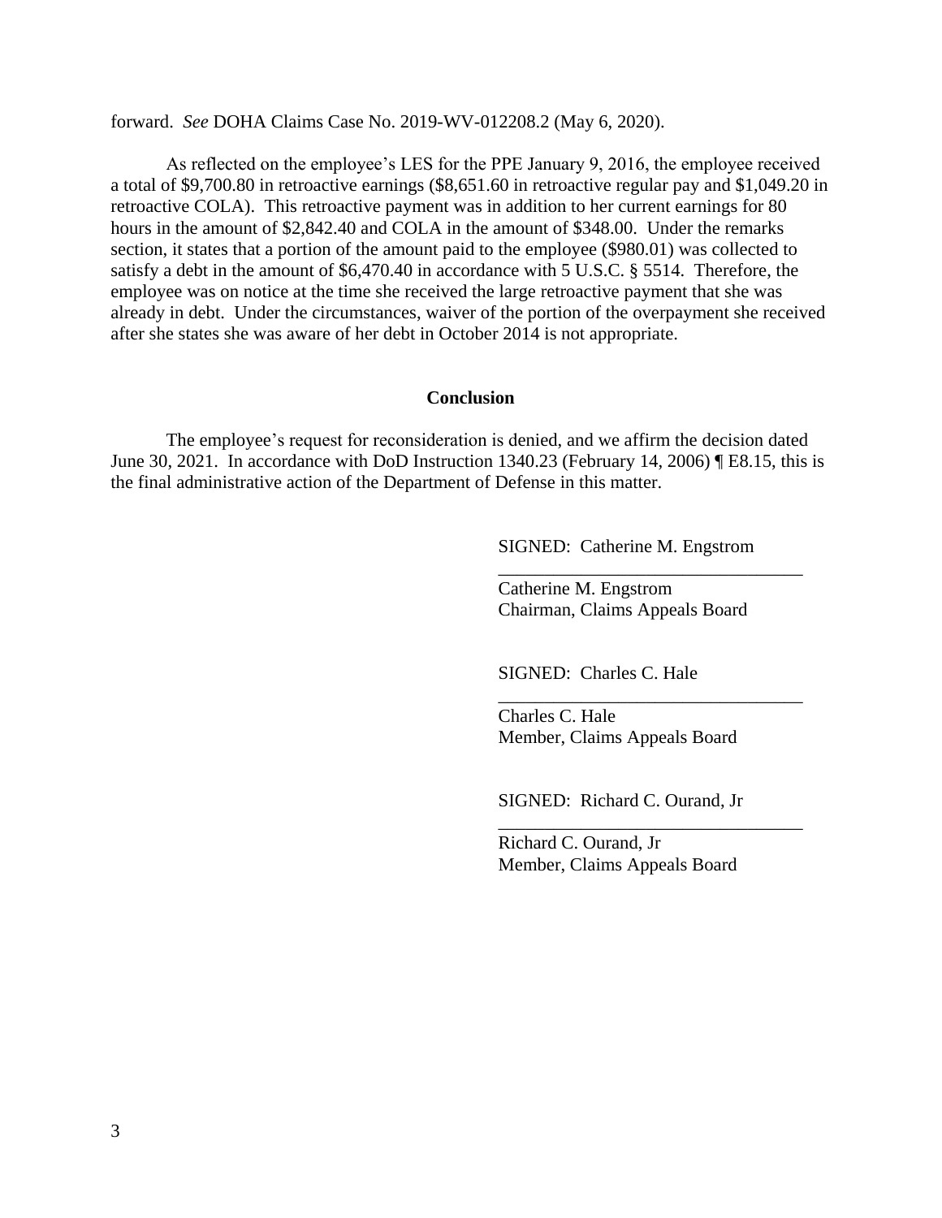forward. *See* DOHA Claims Case No. 2019-WV-012208.2 (May 6, 2020).

As reflected on the employee's LES for the PPE January 9, 2016, the employee received a total of $9,700.80 in retroactive earnings ($8,651.60 in retroactive regular pay and $1,049.20 in retroactive COLA). This retroactive payment was in addition to her current earnings for 80 hours in the amount of $2,842.40 and COLA in the amount of $348.00. Under the remarks section, it states that a portion of the amount paid to the employee ($980.01) was collected to satisfy a debt in the amount of $6,470.40 in accordance with 5 U.S.C. § 5514. Therefore, the employee was on notice at the time she received the large retroactive payment that she was already in debt. Under the circumstances, waiver of the portion of the overpayment she received after she states she was aware of her debt in October 2014 is not appropriate.

## Conclusion

The employee's request for reconsideration is denied, and we affirm the decision dated June 30, 2021. In accordance with DoD Instruction 1340.23 (February 14, 2006) ¶ E8.15, this is the final administrative action of the Department of Defense in this matter.

SIGNED: Catherine M. Engstrom

_________________________________

Catherine M. Engstrom
Chairman, Claims Appeals Board

SIGNED: Charles C. Hale

_________________________________

Charles C. Hale
Member, Claims Appeals Board

SIGNED: Richard C. Ourand, Jr

_________________________________

Richard C. Ourand, Jr
Member, Claims Appeals Board